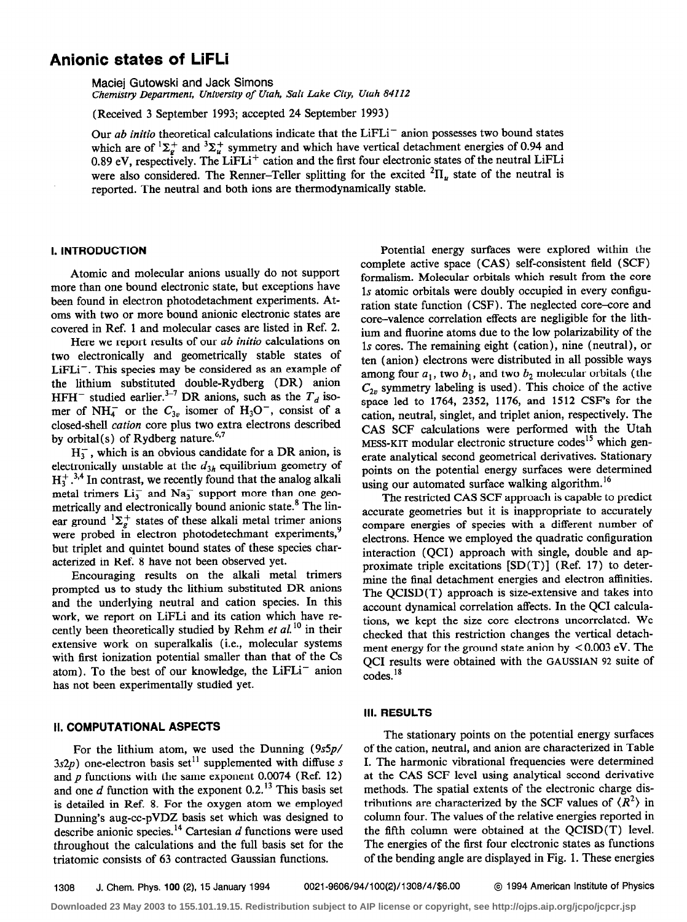# Anionic states of LiFLi

Maciej Gutowski and Jack Simons
*Chemistry Department, University of Utah, Salt Lake City, Utah 84112*

(Received 3 September 1993; accepted 24 September 1993)

Our *ab initio* theoretical calculations indicate that the $LiFLi^-$ anion possesses two bound states which are of $^1\Sigma_g^+$ and $^3\Sigma_u^+$ symmetry and which have vertical detachment energies of 0.94 and 0.89 eV, respectively. The $LiFLi^+$ cation and the first four electronic states of the neutral LiFLi were also considered. The Renner–Teller splitting for the excited $^2\Pi_u$ state of the neutral is reported. The neutral and both ions are thermodynamically stable.

## I. INTRODUCTION

Atomic and molecular anions usually do not support more than one bound electronic state, but exceptions have been found in electron photodetachment experiments. Atoms with two or more bound anionic electronic states are covered in Ref. 1 and molecular cases are listed in Ref. 2.

Here we report results of our *ab initio* calculations on two electronically and geometrically stable states of $LiFLi^-$. This species may be considered as an example of the lithium substituted double-Rydberg (DR) anion $HFH^-$ studied earlier.[3–7] DR anions, such as the $T_d$ isomer of $NH_4^-$ or the $C_{3v}$ isomer of $H_3O^-$, consist of a closed-shell *cation* core plus two extra electrons described by orbital(s) of Rydberg nature.[6,7]

$H_3^-$, which is an obvious candidate for a DR anion, is electronically unstable at the $d_{3h}$ equilibrium geometry of $H_3^+$.[3,4] In contrast, we recently found that the analog alkali metal trimers $Li_3^-$ and $Na_3^-$ support more than one geometrically and electronically bound anionic state.[8] The linear ground $^1\Sigma_g^+$ states of these alkali metal trimer anions were probed in electron photodetechmant experiments,[9] but triplet and quintet bound states of these species characterized in Ref. 8 have not been observed yet.

Encouraging results on the alkali metal trimers prompted us to study the lithium substituted DR anions and the underlying neutral and cation species. In this work, we report on LiFLi and its cation which have recently been theoretically studied by Rehm *et al.*[10] in their extensive work on superalkalis (i.e., molecular systems with first ionization potential smaller than that of the Cs atom). To the best of our knowledge, the $LiFLi^-$ anion has not been experimentally studied yet.

## II. COMPUTATIONAL ASPECTS

For the lithium atom, we used the Dunning (9*s*5*p*/3*s*2*p*) one-electron basis set[11] supplemented with diffuse *s* and *p* functions with the same exponent 0.0074 (Ref. 12) and one *d* function with the exponent 0.2.[13] This basis set is detailed in Ref. 8. For the oxygen atom we employed Dunning's aug-cc-pVDZ basis set which was designed to describe anionic species.[14] Cartesian *d* functions were used throughout the calculations and the full basis set for the triatomic consists of 63 contracted Gaussian functions.

Potential energy surfaces were explored within the complete active space (CAS) self-consistent field (SCF) formalism. Molecular orbitals which result from the core 1*s* atomic orbitals were doubly occupied in every configuration state function (CSF). The neglected core–core and core–valence correlation effects are negligible for the lithium and fluorine atoms due to the low polarizability of the 1*s* cores. The remaining eight (cation), nine (neutral), or ten (anion) electrons were distributed in all possible ways among four $a_1$, two $b_1$, and two $b_2$ molecular orbitals (the $C_{2v}$ symmetry labeling is used). This choice of the active space led to 1764, 2352, 1176, and 1512 CSF's for the cation, neutral, singlet, and triplet anion, respectively. The CAS SCF calculations were performed with the Utah MESS-KIT modular electronic structure codes[15] which generate analytical second geometrical derivatives. Stationary points on the potential energy surfaces were determined using our automated surface walking algorithm.[16]

The restricted CAS SCF approach is capable to predict accurate geometries but it is inappropriate to accurately compare energies of species with a different number of electrons. Hence we employed the quadratic configuration interaction (QCI) approach with single, double and approximate triple excitations [SD(T)] (Ref. 17) to determine the final detachment energies and electron affinities. The QCISD(T) approach is size-extensive and takes into account dynamical correlation affects. In the QCI calculations, we kept the size core electrons uncorrelated. We checked that this restriction changes the vertical detachment energy for the ground state anion by $<0.003$ eV. The QCI results were obtained with the GAUSSIAN 92 suite of codes.[18]

## III. RESULTS

The stationary points on the potential energy surfaces of the cation, neutral, and anion are characterized in Table I. The harmonic vibrational frequencies were determined at the CAS SCF level using analytical second derivative methods. The spatial extents of the electronic charge distributions are characterized by the SCF values of $\langle R^2 \rangle$ in column four. The values of the relative energies reported in the fifth column were obtained at the QCISD(T) level. The energies of the first four electronic states as functions of the bending angle are displayed in Fig. 1. These energies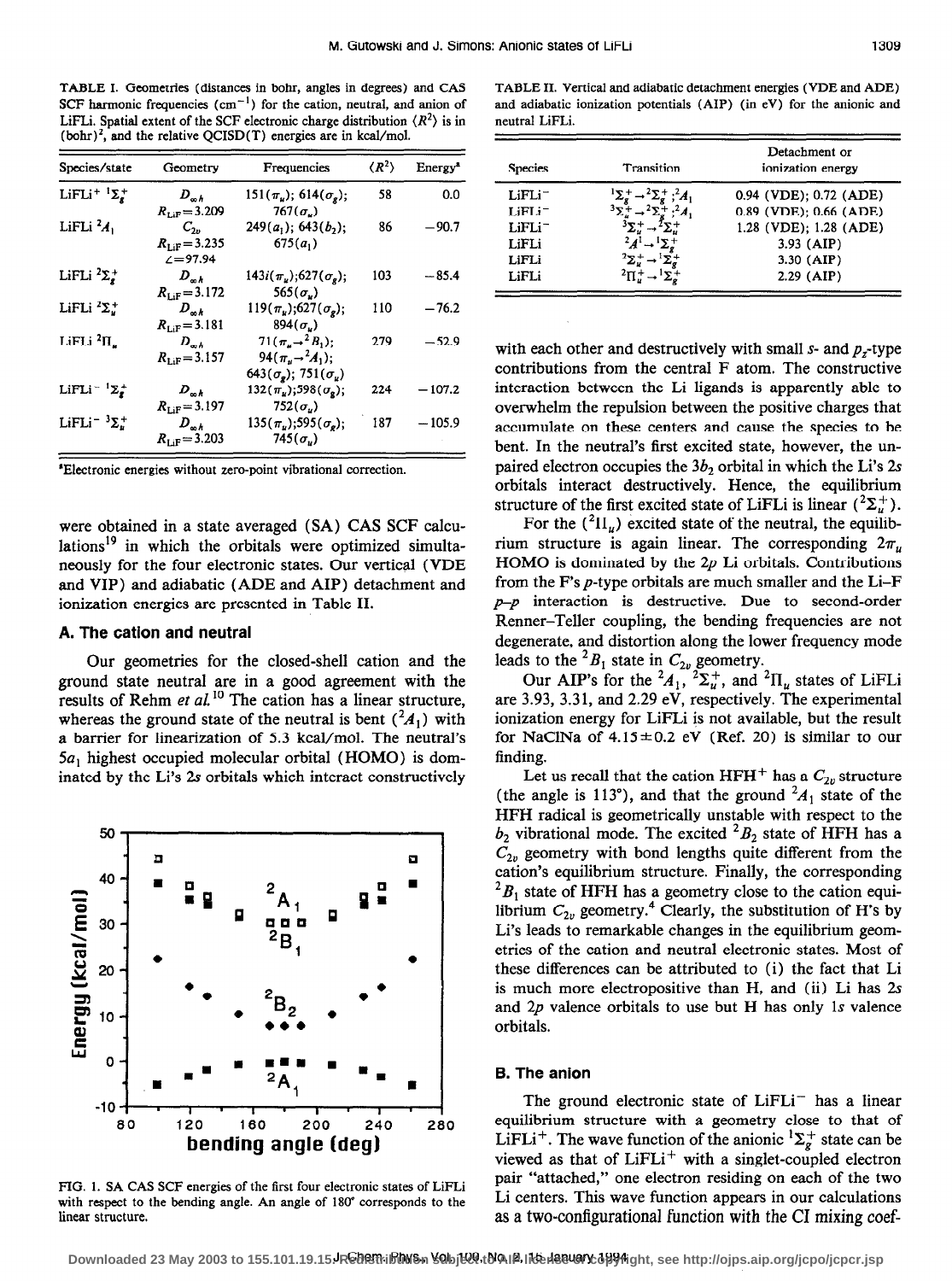TABLE I. Geometries (distances in bohr, angles in degrees) and CAS SCF harmonic frequencies ($cm^{-1}$) for the cation, neutral, and anion of LiFLi. Spatial extent of the SCF electronic charge distribution $\langle R^2 \rangle$ is in $(bohr)^2$, and the relative QCISD(T) energies are in kcal/mol.

| Species/state | Geometry | Frequencies | $\langle R^2 \rangle$ | Energy[a] |
|---|---|---|---|---|
| $LiFLi^+$ $^1\Sigma_g^+$ | $D_{\infty h}$ $R_{LiF}=3.209$ | $151(\pi_u)$; $614(\sigma_g)$; $767(\sigma_u)$ | 58 | 0.0 |
| LiFLi $^2A_1$ | $C_{2v}$ $R_{LiF}=3.235$ $\angle=97.94$ | $249(a_1)$; $643(b_2)$; $675(a_1)$ | 86 | −90.7 |
| LiFLi $^2\Sigma_g^+$ | $D_{\infty h}$ $R_{LiF}=3.172$ | $143i(\pi_u)$;$627(\sigma_g)$; $565(\sigma_u)$ | 103 | −85.4 |
| LiFLi $^2\Sigma_u^+$ | $D_{\infty h}$ $R_{LiF}=3.181$ | $119(\pi_u)$;$627(\sigma_g)$; $894(\sigma_u)$ | 110 | −76.2 |
| LiFLi $^2\Pi_u$ | $D_{\infty h}$ $R_{LiF}=3.157$ | $71(\pi_u \rightarrow {}^2B_1)$; $94(\pi_u \rightarrow {}^2A_1)$; $643(\sigma_g)$; $751(\sigma_u)$ | 279 | −52.9 |
| $LiFLi^-$ $^1\Sigma_g^+$ | $D_{\infty h}$ $R_{LiF}=3.197$ | $132(\pi_u)$;$598(\sigma_g)$; $752(\sigma_u)$ | 224 | −107.2 |
| $LiFLi^-$ $^3\Sigma_u^+$ | $D_{\infty h}$ $R_{LiF}=3.203$ | $135(\pi_u)$;$595(\sigma_g)$; $745(\sigma_u)$ | 187 | −105.9 |

[a]Electronic energies without zero-point vibrational correction.

TABLE II. Vertical and adiabatic detachment energies (VDE and ADE) and adiabatic ionization potentials (AIP) (in eV) for the anionic and neutral LiFLi.

| Species | Transition | Detachment or ionization energy |
|---|---|---|
| $LiFLi^-$ | $^1\Sigma_g^+ \rightarrow {}^2\Sigma_g^+$ ;$^2A_1$ | 0.94 (VDE); 0.72 (ADE) |
| $LiFLi^-$ | $^3\Sigma_u^+ \rightarrow {}^2\Sigma_g^+$ ;$^2A_1$ | 0.89 (VDE); 0.66 (ADE) |
| $LiFLi^-$ | $^3\Sigma_u^+ \rightarrow {}^2\Sigma_u^+$ | 1.28 (VDE); 1.28 (ADE) |
| LiFLi | $^2A^1 \rightarrow {}^1\Sigma_g^+$ | 3.93 (AIP) |
| LiFLi | $^2\Sigma_u^+ \rightarrow {}^1\Sigma_g^+$ | 3.30 (AIP) |
| LiFLi | $^2\Pi_u^+ \rightarrow {}^1\Sigma_g^+$ | 2.29 (AIP) |

were obtained in a state averaged (SA) CAS SCF calculations[19] in which the orbitals were optimized simultaneously for the four electronic states. Our vertical (VDE and VIP) and adiabatic (ADE and AIP) detachment and ionization energies are presented in Table II.

### A. The cation and neutral

Our geometries for the closed-shell cation and the ground state neutral are in a good agreement with the results of Rehm *et al.*[10] The cation has a linear structure, whereas the ground state of the neutral is bent ($^2A_1$) with a barrier for linearization of 5.3 kcal/mol. The neutral's $5a_1$ highest occupied molecular orbital (HOMO) is dominated by the Li's 2s orbitals which interact constructively with each other and destructively with small s- and $p_z$-type contributions from the central F atom. The constructive interaction between the Li ligands is apparently able to overwhelm the repulsion between the positive charges that accumulate on these centers and cause the species to be bent. In the neutral's first excited state, however, the unpaired electron occupies the $3b_2$ orbital in which the Li's 2s orbitals interact destructively. Hence, the equilibrium structure of the first excited state of LiFLi is linear ($^2\Sigma_u^+$).

For the ($^2\Pi_u$) excited state of the neutral, the equilibrium structure is again linear. The corresponding $2\pi_u$ HOMO is dominated by the 2p Li orbitals. Contributions from the F's p-type orbitals are much smaller and the Li–F p–p interaction is destructive. Due to second-order Renner–Teller coupling, the bending frequencies are not degenerate, and distortion along the lower frequency mode leads to the $^2B_1$ state in $C_{2v}$ geometry.

Our AIP's for the $^2A_1$, $^2\Sigma_u^+$, and $^2\Pi_u$ states of LiFLi are 3.93, 3.31, and 2.29 eV, respectively. The experimental ionization energy for LiFLi is not available, but the result for NaClNa of 4.15±0.2 eV (Ref. 20) is similar to our finding.

Let us recall that the cation $HFH^+$ has a $C_{2v}$ structure (the angle is 113°), and that the ground $^2A_1$ state of the HFH radical is geometrically unstable with respect to the $b_2$ vibrational mode. The excited $^2B_2$ state of HFH has a $C_{2v}$ geometry with bond lengths quite different from the cation's equilibrium structure. Finally, the corresponding $^2B_1$ state of HFH has a geometry close to the cation equilibrium $C_{2v}$ geometry.[4] Clearly, the substitution of H's by Li's leads to remarkable changes in the equilibrium geometries of the cation and neutral electronic states. Most of these differences can be attributed to (i) the fact that Li is much more electropositive than H, and (ii) Li has 2s and 2p valence orbitals to use but H has only 1s valence orbitals.

FIG. 1. SA CAS SCF energies of the first four electronic states of LiFLi with respect to the bending angle. An angle of 180° corresponds to the linear structure.

### B. The anion

The ground electronic state of $LiFLi^-$ has a linear equilibrium structure with a geometry close to that of $LiFLi^+$. The wave function of the anionic $^1\Sigma_g^+$ state can be viewed as that of $LiFLi^+$ with a singlet-coupled electron pair "attached," one electron residing on each of the two Li centers. This wave function appears in our calculations as a two-configurational function with the CI mixing coef-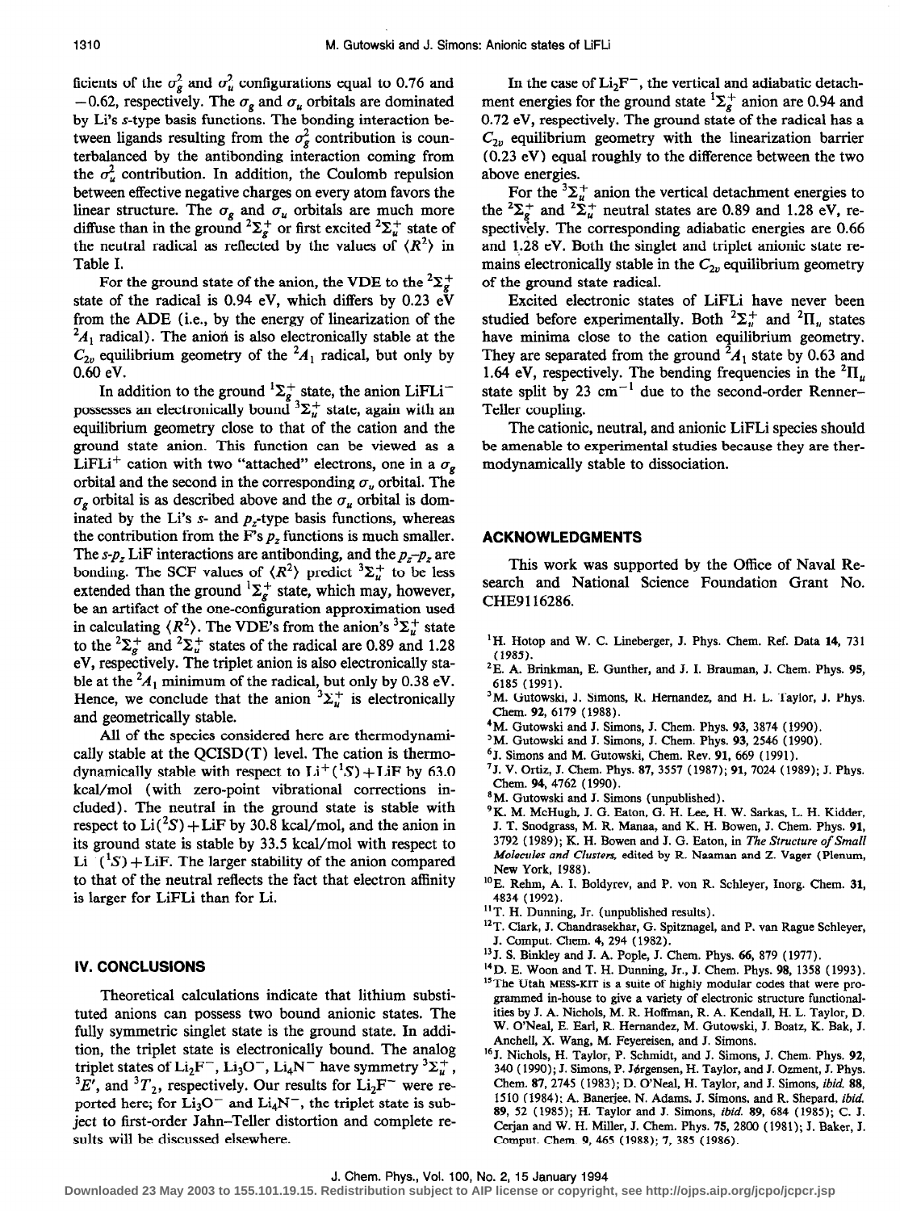ficients of the $\sigma_g^2$ and $\sigma_u^2$ configurations equal to 0.76 and $-0.62$, respectively. The $\sigma_g$ and $\sigma_u$ orbitals are dominated by Li's $s$-type basis functions. The bonding interaction between ligands resulting from the $\sigma_g^2$ contribution is counterbalanced by the antibonding interaction coming from the $\sigma_u^2$ contribution. In addition, the Coulomb repulsion between effective negative charges on every atom favors the linear structure. The $\sigma_g$ and $\sigma_u$ orbitals are much more diffuse than in the ground $^2\Sigma_g^+$ or first excited $^2\Sigma_u^+$ state of the neutral radical as reflected by the values of $\langle R^2 \rangle$ in Table I.

For the ground state of the anion, the VDE to the $^2\Sigma_g^+$ state of the radical is 0.94 eV, which differs by 0.23 eV from the ADE (i.e., by the energy of linearization of the $^2A_1$ radical). The anion is also electronically stable at the $C_{2v}$ equilibrium geometry of the $^2A_1$ radical, but only by 0.60 eV.

In addition to the ground $^1\Sigma_g^+$ state, the anion $LiFLi^-$ possesses an electronically bound $^3\Sigma_u^+$ state, again with an equilibrium geometry close to that of the cation and the ground state anion. This function can be viewed as a $LiFLi^+$ cation with two "attached" electrons, one in a $\sigma_g$ orbital and the second in the corresponding $\sigma_u$ orbital. The $\sigma_g$ orbital is as described above and the $\sigma_u$ orbital is dominated by the Li's $s$- and $p_z$-type basis functions, whereas the contribution from the F's $p_z$ functions is much smaller. The $s$-$p_z$ LiF interactions are antibonding, and the $p_z$-$p_z$ are bonding. The SCF values of $\langle R^2 \rangle$ predict $^3\Sigma_u^+$ to be less extended than the ground $^1\Sigma_g^+$ state, which may, however, be an artifact of the one-configuration approximation used in calculating $\langle R^2 \rangle$. The VDE's from the anion's $^3\Sigma_u^+$ state to the $^2\Sigma_g^+$ and $^2\Sigma_u^+$ states of the radical are 0.89 and 1.28 eV, respectively. The triplet anion is also electronically stable at the $^2A_1$ minimum of the radical, but only by 0.38 eV. Hence, we conclude that the anion $^3\Sigma_u^+$ is electronically and geometrically stable.

All of the species considered here are thermodynamically stable at the QCISD(T) level. The cation is thermodynamically stable with respect to $Li^+(^1S) + LiF$ by 63.0 kcal/mol (with zero-point vibrational corrections included). The neutral in the ground state is stable with respect to $Li(^2S) + LiF$ by 30.8 kcal/mol, and the anion in its ground state is stable by 33.5 kcal/mol with respect to $Li^-(^1S) + LiF$. The larger stability of the anion compared to that of the neutral reflects the fact that electron affinity is larger for LiFLi than for Li.

## IV. CONCLUSIONS

Theoretical calculations indicate that lithium substituted anions can possess two bound anionic states. The fully symmetric singlet state is the ground state. In addition, the triplet state is electronically bound. The analog triplet states of $Li_2F^-$, $Li_3O^-$, $Li_4N^-$ have symmetry $^3\Sigma_u^+$, $^3E'$, and $^3T_2$, respectively. Our results for $Li_2F^-$ were reported here; for $Li_3O^-$ and $Li_4N^-$, the triplet state is subject to first-order Jahn–Teller distortion and complete results will be discussed elsewhere.

In the case of $Li_2F^-$, the vertical and adiabatic detachment energies for the ground state $^1\Sigma_g^+$ anion are 0.94 and 0.72 eV, respectively. The ground state of the radical has a $C_{2v}$ equilibrium geometry with the linearization barrier (0.23 eV) equal roughly to the difference between the two above energies.

For the $^3\Sigma_u^+$ anion the vertical detachment energies to the $^2\Sigma_g^+$ and $^2\Sigma_u^+$ neutral states are 0.89 and 1.28 eV, respectively. The corresponding adiabatic energies are 0.66 and 1.28 eV. Both the singlet and triplet anionic state remains electronically stable in the $C_{2v}$ equilibrium geometry of the ground state radical.

Excited electronic states of LiFLi have never been studied before experimentally. Both $^2\Sigma_u^+$ and $^2\Pi_u$ states have minima close to the cation equilibrium geometry. They are separated from the ground $^2A_1$ state by 0.63 and 1.64 eV, respectively. The bending frequencies in the $^2\Pi_u$ state split by 23 $cm^{-1}$ due to the second-order Renner–Teller coupling.

The cationic, neutral, and anionic LiFLi species should be amenable to experimental studies because they are thermodynamically stable to dissociation.

## ACKNOWLEDGMENTS

This work was supported by the Office of Naval Research and National Science Foundation Grant No. CHE9116286.

[1] H. Hotop and W. C. Lineberger, J. Phys. Chem. Ref. Data **14**, 731 (1985).
[2] E. A. Brinkman, E. Gunther, and J. I. Brauman, J. Chem. Phys. **95**, 6185 (1991).
[3] M. Gutowski, J. Simons, R. Hernandez, and H. L. Taylor, J. Phys. Chem. **92**, 6179 (1988).
[4] M. Gutowski and J. Simons, J. Chem. Phys. **93**, 3874 (1990).
[5] M. Gutowski and J. Simons, J. Chem. Phys. **93**, 2546 (1990).
[6] J. Simons and M. Gutowski, Chem. Rev. **91**, 669 (1991).
[7] J. V. Ortiz, J. Chem. Phys. **87**, 3557 (1987); **91**, 7024 (1989); J. Phys. Chem. **94**, 4762 (1990).
[8] M. Gutowski and J. Simons (unpublished).
[9] K. M. McHugh, J. G. Eaton, G. H. Lee, H. W. Sarkas, L. H. Kidder, J. T. Snodgrass, M. R. Manaa, and K. H. Bowen, J. Chem. Phys. **91**, 3792 (1989); K. H. Bowen and J. G. Eaton, in *The Structure of Small Molecules and Clusters*, edited by R. Naaman and Z. Vager (Plenum, New York, 1988).
[10] E. Rehm, A. I. Boldyrev, and P. von R. Schleyer, Inorg. Chem. **31**, 4834 (1992).
[11] T. H. Dunning, Jr. (unpublished results).
[12] T. Clark, J. Chandrasekhar, G. Spitznagel, and P. van Rague Schleyer, J. Comput. Chem. **4**, 294 (1982).
[13] J. S. Binkley and J. A. Pople, J. Chem. Phys. **66**, 879 (1977).
[14] D. E. Woon and T. H. Dunning, Jr., J. Chem. Phys. **98**, 1358 (1993).
[15] The Utah MESS-KIT is a suite of highly modular codes that were programmed in-house to give a variety of electronic structure functionalities by J. A. Nichols, M. R. Hoffman, R. A. Kendall, H. L. Taylor, D. W. O'Neal, E. Earl, R. Hernandez, M. Gutowski, J. Boatz, K. Bak, J. Anchell, X. Wang, M. Feyereisen, and J. Simons.
[16] J. Nichols, H. Taylor, P. Schmidt, and J. Simons, J. Chem. Phys. **92**, 340 (1990); J. Simons, P. Jørgensen, H. Taylor, and J. Ozment, J. Phys. Chem. **87**, 2745 (1983); D. O'Neal, H. Taylor, and J. Simons, *ibid.* **88**, 1510 (1984); A. Banerjee, N. Adams, J. Simons, and R. Shepard, *ibid.* **89**, 52 (1985); H. Taylor and J. Simons, *ibid.* **89**, 684 (1985); C. J. Cerjan and W. H. Miller, J. Chem. Phys. **75**, 2800 (1981); J. Baker, J. Comput. Chem. **9**, 465 (1988); **7**, 385 (1986).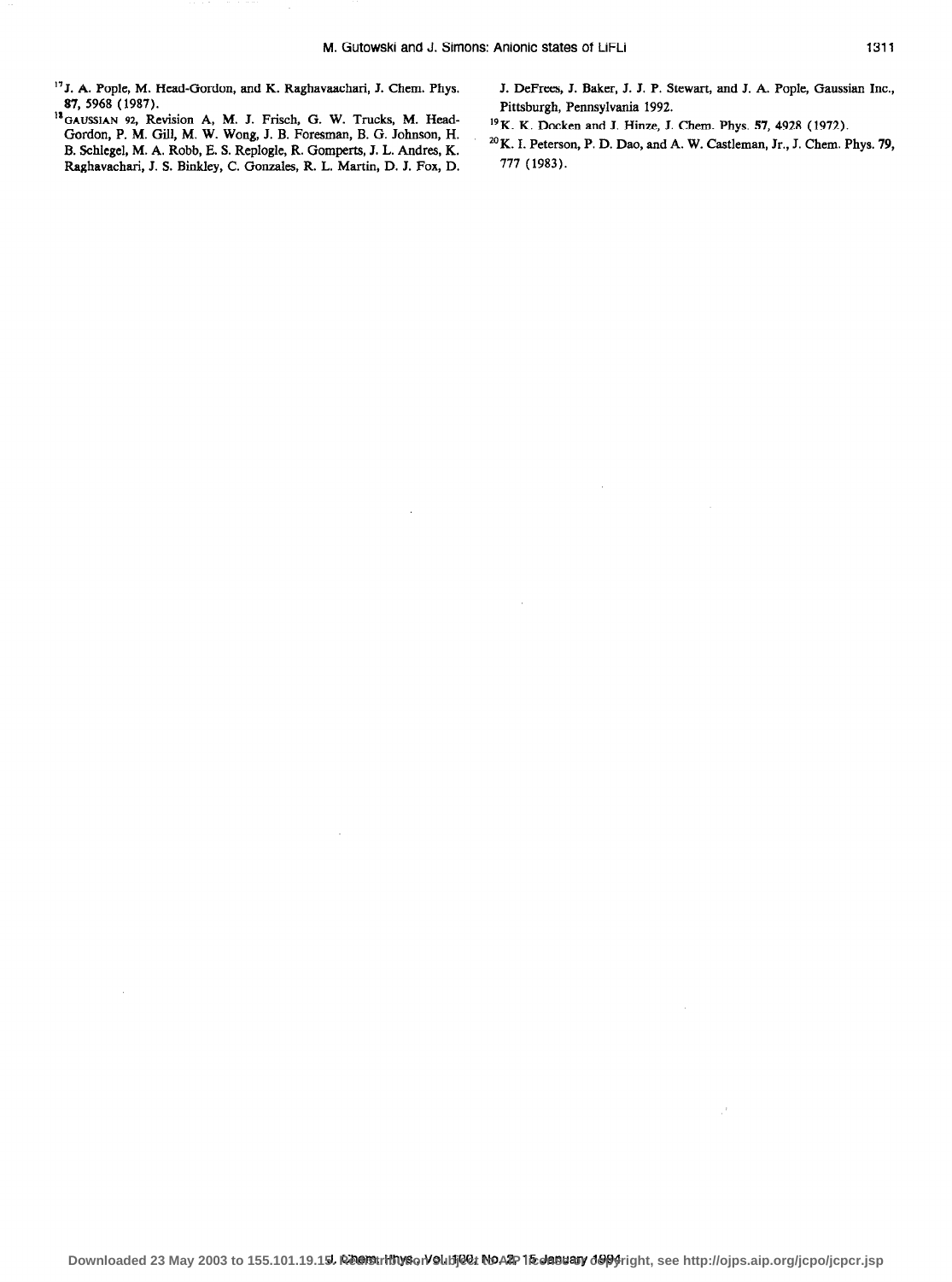[17] J. A. Pople, M. Head-Gordon, and K. Raghavaachari, J. Chem. Phys. **87**, 5968 (1987).

[18] GAUSSIAN 92, Revision A, M. J. Frisch, G. W. Trucks, M. Head-Gordon, P. M. Gill, M. W. Wong, J. B. Foresman, B. G. Johnson, H. B. Schlegel, M. A. Robb, E. S. Replogle, R. Gomperts, J. L. Andres, K. Raghavachari, J. S. Binkley, C. Gonzales, R. L. Martin, D. J. Fox, D. J. DeFrees, J. Baker, J. J. P. Stewart, and J. A. Pople, Gaussian Inc., Pittsburgh, Pennsylvania 1992.

[19] K. K. Docken and J. Hinze, J. Chem. Phys. **57**, 4928 (1972).

[20] K. I. Peterson, P. D. Dao, and A. W. Castleman, Jr., J. Chem. Phys. **79**, 777 (1983).